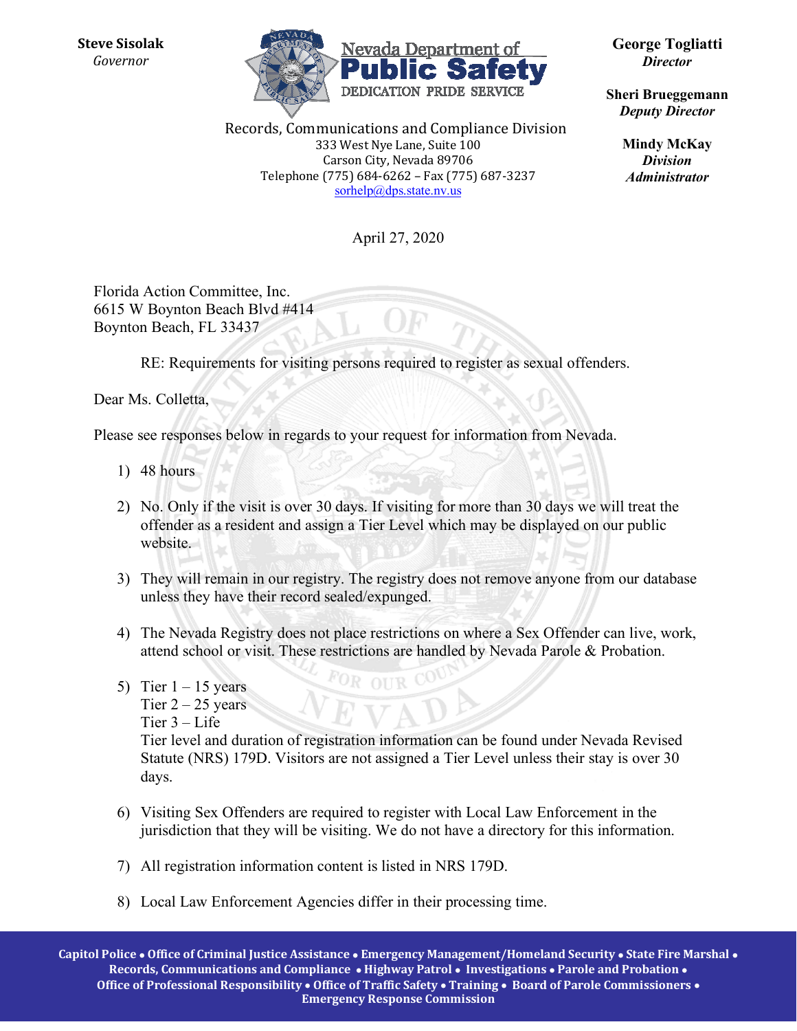**Steve Sisolak**
*Governor*

Nevada Department of
**Public Safety**
DEDICATION PRIDE SERVICE

**George Togliatti**
***Director***

**Sheri Brueggemann**
***Deputy Director***

**Mindy McKay**
***Division Administrator***

Records, Communications and Compliance Division
333 West Nye Lane, Suite 100
Carson City, Nevada 89706
Telephone (775) 684-6262 – Fax (775) 687-3237
sorhelp@dps.state.nv.us

April 27, 2020

Florida Action Committee, Inc.
6615 W Boynton Beach Blvd #414
Boynton Beach, FL 33437

RE: Requirements for visiting persons required to register as sexual offenders.

Dear Ms. Colletta,

Please see responses below in regards to your request for information from Nevada.

1) 48 hours

2) No. Only if the visit is over 30 days. If visiting for more than 30 days we will treat the offender as a resident and assign a Tier Level which may be displayed on our public website.

3) They will remain in our registry. The registry does not remove anyone from our database unless they have their record sealed/expunged.

4) The Nevada Registry does not place restrictions on where a Sex Offender can live, work, attend school or visit. These restrictions are handled by Nevada Parole & Probation.

5) Tier 1 – 15 years
   Tier 2 – 25 years
   Tier 3 – Life
   Tier level and duration of registration information can be found under Nevada Revised Statute (NRS) 179D. Visitors are not assigned a Tier Level unless their stay is over 30 days.

6) Visiting Sex Offenders are required to register with Local Law Enforcement in the jurisdiction that they will be visiting. We do not have a directory for this information.

7) All registration information content is listed in NRS 179D.

8) Local Law Enforcement Agencies differ in their processing time.

**Capitol Police • Office of Criminal Justice Assistance • Emergency Management/Homeland Security • State Fire Marshal • Records, Communications and Compliance • Highway Patrol • Investigations • Parole and Probation • Office of Professional Responsibility • Office of Traffic Safety • Training • Board of Parole Commissioners • Emergency Response Commission**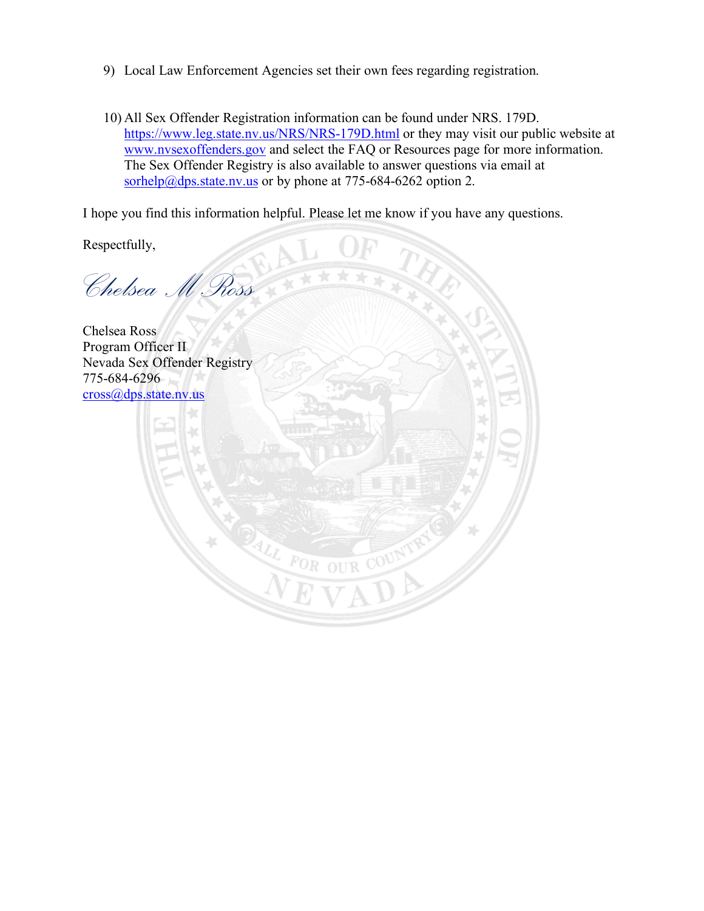9) Local Law Enforcement Agencies set their own fees regarding registration.

10) All Sex Offender Registration information can be found under NRS. 179D. https://www.leg.state.nv.us/NRS/NRS-179D.html or they may visit our public website at www.nvsexoffenders.gov and select the FAQ or Resources page for more information. The Sex Offender Registry is also available to answer questions via email at sorhelp@dps.state.nv.us or by phone at 775-684-6262 option 2.

I hope you find this information helpful. Please let me know if you have any questions.

Respectfully,

*Chelsea M Ross*

Chelsea Ross  
Program Officer II  
Nevada Sex Offender Registry  
775-684-6296  
cross@dps.state.nv.us